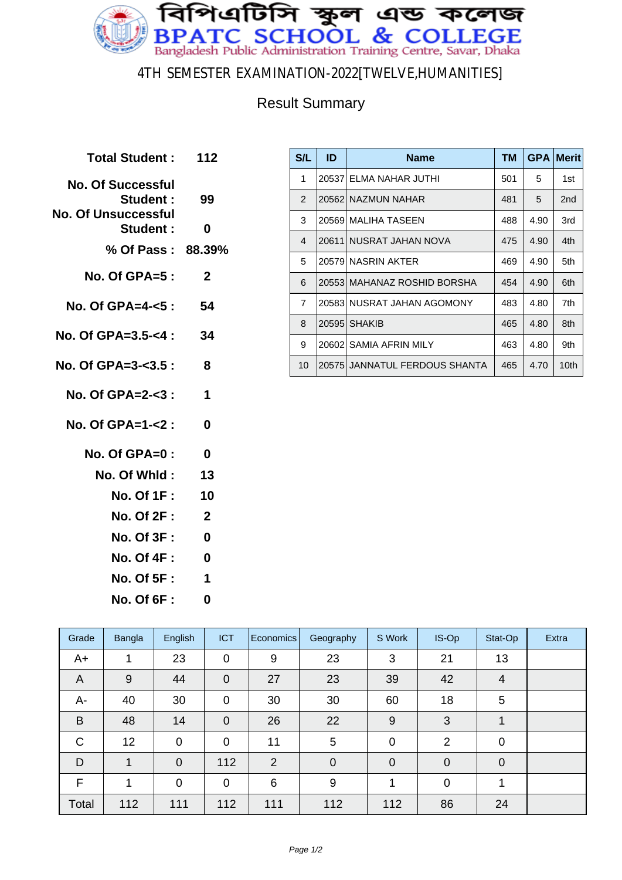# বিপিএটিসি স্কুল এন্ড কলেজ

# BPATC SCHOOL & COLLEGE

Bangladesh Public Administration Training Centre, Savar, Dhaka

## 4TH SEMESTER EXAMINATION-2022[TWELVE,HUMANITIES]

### Result Summary

| | |
|---|---|
| **Total Student :** | **112** |
| **No. Of Successful Student :** | **99** |
| **No. Of Unsuccessful Student :** | **0** |
| **% Of Pass :** | **88.39%** |
| **No. Of GPA=5 :** | **2** |
| **No. Of GPA=4-<5 :** | **54** |
| **No. Of GPA=3.5-<4 :** | **34** |
| **No. Of GPA=3-<3.5 :** | **8** |
| **No. Of GPA=2-<3 :** | **1** |
| **No. Of GPA=1-<2 :** | **0** |
| **No. Of GPA=0 :** | **0** |
| **No. Of Whld :** | **13** |
| **No. Of 1F :** | **10** |
| **No. Of 2F :** | **2** |
| **No. Of 3F :** | **0** |
| **No. Of 4F :** | **0** |
| **No. Of 5F :** | **1** |
| **No. Of 6F :** | **0** |

| S/L | ID | Name | TM | GPA | Merit |
|---|---|---|---|---|---|
| 1 | 20537 | ELMA NAHAR JUTHI | 501 | 5 | 1st |
| 2 | 20562 | NAZMUN NAHAR | 481 | 5 | 2nd |
| 3 | 20569 | MALIHA TASEEN | 488 | 4.90 | 3rd |
| 4 | 20611 | NUSRAT JAHAN NOVA | 475 | 4.90 | 4th |
| 5 | 20579 | NASRIN AKTER | 469 | 4.90 | 5th |
| 6 | 20553 | MAHANAZ ROSHID BORSHA | 454 | 4.90 | 6th |
| 7 | 20583 | NUSRAT JAHAN AGOMONY | 483 | 4.80 | 7th |
| 8 | 20595 | SHAKIB | 465 | 4.80 | 8th |
| 9 | 20602 | SAMIA AFRIN MILY | 463 | 4.80 | 9th |
| 10 | 20575 | JANNATUL FERDOUS SHANTA | 465 | 4.70 | 10th |

| Grade | Bangla | English | ICT | Economics | Geography | S Work | IS-Op | Stat-Op | Extra |
|---|---|---|---|---|---|---|---|---|---|
| A+ | 1 | 23 | 0 | 9 | 23 | 3 | 21 | 13 | |
| A | 9 | 44 | 0 | 27 | 23 | 39 | 42 | 4 | |
| A- | 40 | 30 | 0 | 30 | 30 | 60 | 18 | 5 | |
| B | 48 | 14 | 0 | 26 | 22 | 9 | 3 | 1 | |
| C | 12 | 0 | 0 | 11 | 5 | 0 | 2 | 0 | |
| D | 1 | 0 | 112 | 2 | 0 | 0 | 0 | 0 | |
| F | 1 | 0 | 0 | 6 | 9 | 1 | 0 | 1 | |
| Total | 112 | 111 | 112 | 111 | 112 | 112 | 86 | 24 | |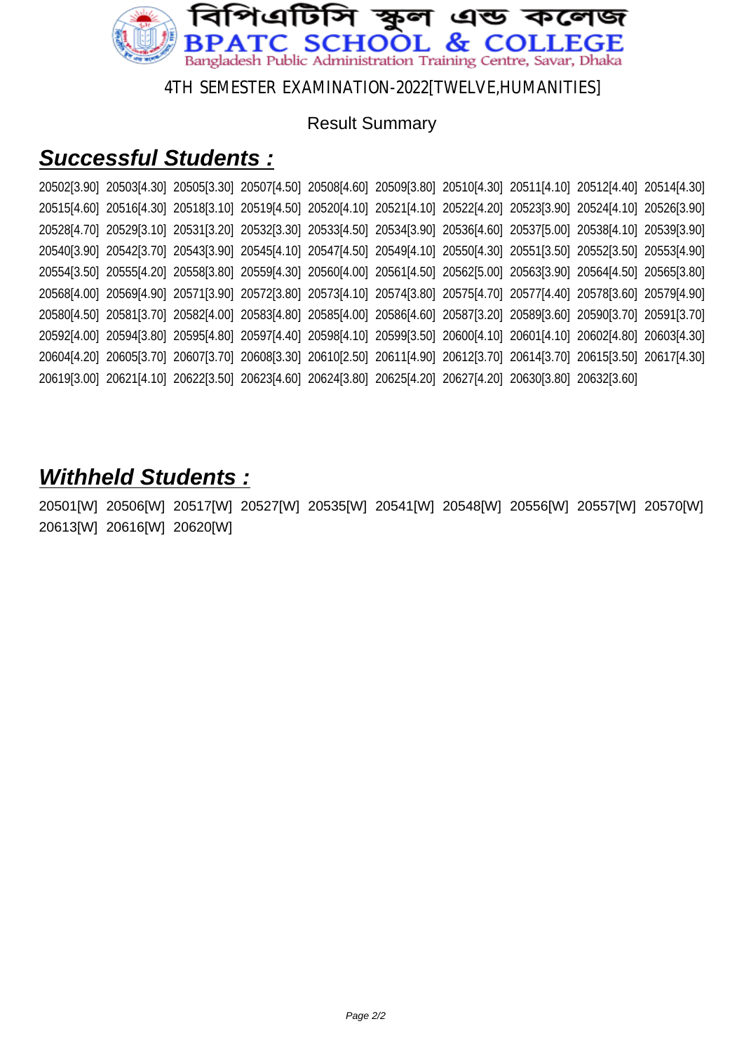বিপিএটিসি স্কুল এন্ড কলেজ

BPATC SCHOOL & COLLEGE

Bangladesh Public Administration Training Centre, Savar, Dhaka

4TH SEMESTER EXAMINATION-2022[TWELVE,HUMANITIES]

Result Summary

## ***Successful Students :***

20502[3.90] 20503[4.30] 20505[3.30] 20507[4.50] 20508[4.60] 20509[3.80] 20510[4.30] 20511[4.10] 20512[4.40] 20514[4.30] 20515[4.60] 20516[4.30] 20518[3.10] 20519[4.50] 20520[4.10] 20521[4.10] 20522[4.20] 20523[3.90] 20524[4.10] 20526[3.90] 20528[4.70] 20529[3.10] 20531[3.20] 20532[3.30] 20533[4.50] 20534[3.90] 20536[4.60] 20537[5.00] 20538[4.10] 20539[3.90] 20540[3.90] 20542[3.70] 20543[3.90] 20545[4.10] 20547[4.50] 20549[4.10] 20550[4.30] 20551[3.50] 20552[3.50] 20553[4.90] 20554[3.50] 20555[4.20] 20558[3.80] 20559[4.30] 20560[4.00] 20561[4.50] 20562[5.00] 20563[3.90] 20564[4.50] 20565[3.80] 20568[4.00] 20569[4.90] 20571[3.90] 20572[3.80] 20573[4.10] 20574[3.80] 20575[4.70] 20577[4.40] 20578[3.60] 20579[4.90] 20580[4.50] 20581[3.70] 20582[4.00] 20583[4.80] 20585[4.00] 20586[4.60] 20587[3.20] 20589[3.60] 20590[3.70] 20591[3.70] 20592[4.00] 20594[3.80] 20595[4.80] 20597[4.40] 20598[4.10] 20599[3.50] 20600[4.10] 20601[4.10] 20602[4.80] 20603[4.30] 20604[4.20] 20605[3.70] 20607[3.70] 20608[3.30] 20610[2.50] 20611[4.90] 20612[3.70] 20614[3.70] 20615[3.50] 20617[4.30] 20619[3.00] 20621[4.10] 20622[3.50] 20623[4.60] 20624[3.80] 20625[4.20] 20627[4.20] 20630[3.80] 20632[3.60]

## ***Withheld Students :***

20501[W] 20506[W] 20517[W] 20527[W] 20535[W] 20541[W] 20548[W] 20556[W] 20557[W] 20570[W] 20613[W] 20616[W] 20620[W]